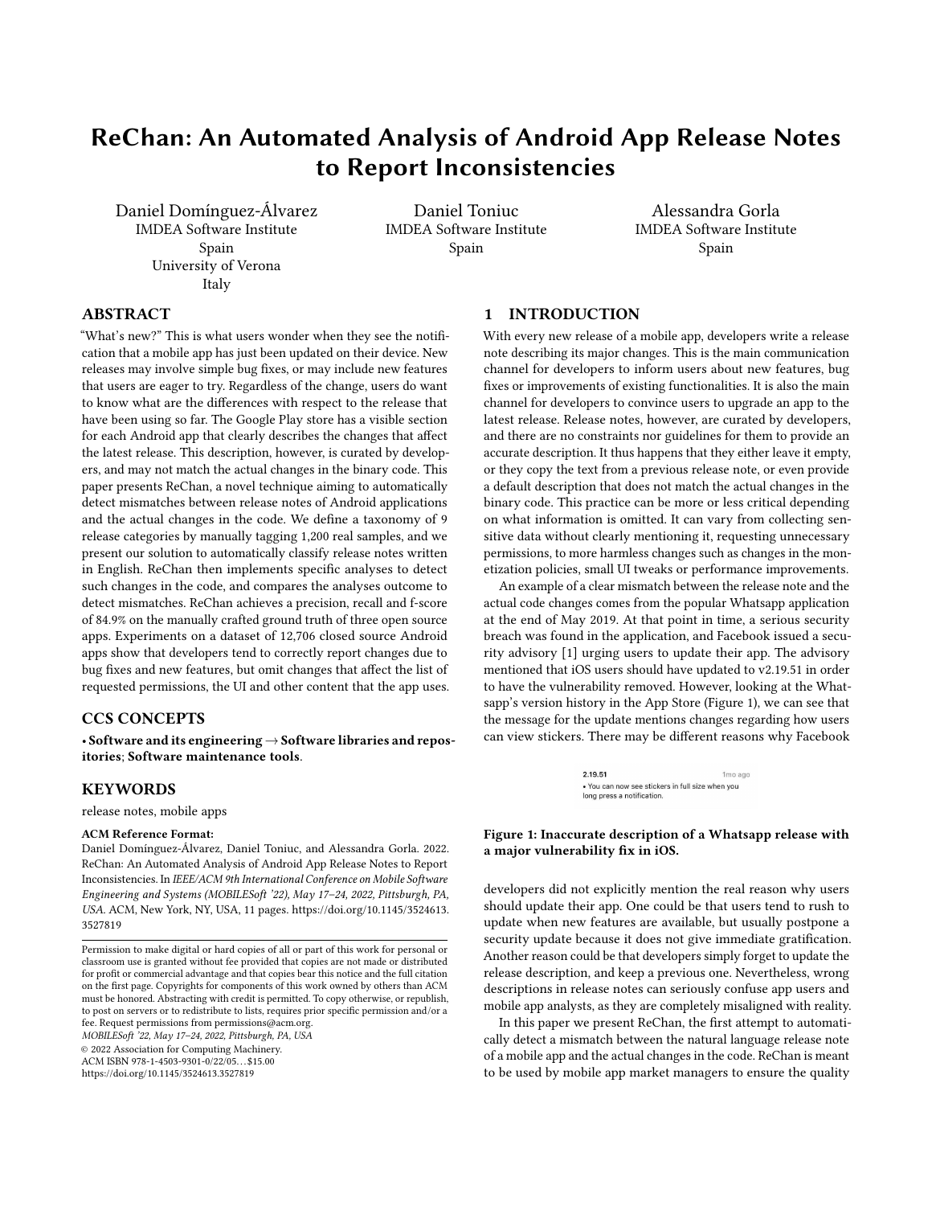# ReChan: An Automated Analysis of Android App Release Notes to Report Inconsistencies

Daniel Domínguez-Álvarez
IMDEA Software Institute
Spain
University of Verona
Italy

Daniel Toniuc
IMDEA Software Institute
Spain

Alessandra Gorla
IMDEA Software Institute
Spain

## ABSTRACT

"What's new?" This is what users wonder when they see the notification that a mobile app has just been updated on their device. New releases may involve simple bug fixes, or may include new features that users are eager to try. Regardless of the change, users do want to know what are the differences with respect to the release that have been using so far. The Google Play store has a visible section for each Android app that clearly describes the changes that affect the latest release. This description, however, is curated by developers, and may not match the actual changes in the binary code. This paper presents ReChan, a novel technique aiming to automatically detect mismatches between release notes of Android applications and the actual changes in the code. We define a taxonomy of 9 release categories by manually tagging 1,200 real samples, and we present our solution to automatically classify release notes written in English. ReChan then implements specific analyses to detect such changes in the code, and compares the analyses outcome to detect mismatches. ReChan achieves a precision, recall and f-score of 84.9% on the manually crafted ground truth of three open source apps. Experiments on a dataset of 12,706 closed source Android apps show that developers tend to correctly report changes due to bug fixes and new features, but omit changes that affect the list of requested permissions, the UI and other content that the app uses.

## CCS CONCEPTS

• **Software and its engineering** → **Software libraries and repositories**; **Software maintenance tools**.

## KEYWORDS

release notes, mobile apps

**ACM Reference Format:**
Daniel Domínguez-Álvarez, Daniel Toniuc, and Alessandra Gorla. 2022. ReChan: An Automated Analysis of Android App Release Notes to Report Inconsistencies. In *IEEE/ACM 9th International Conference on Mobile Software Engineering and Systems (MOBILESoft '22), May 17–24, 2022, Pittsburgh, PA, USA.* ACM, New York, NY, USA, 11 pages. https://doi.org/10.1145/3524613.3527819

Permission to make digital or hard copies of all or part of this work for personal or classroom use is granted without fee provided that copies are not made or distributed for profit or commercial advantage and that copies bear this notice and the full citation on the first page. Copyrights for components of this work owned by others than ACM must be honored. Abstracting with credit is permitted. To copy otherwise, or republish, to post on servers or to redistribute to lists, requires prior specific permission and/or a fee. Request permissions from permissions@acm.org.
*MOBILESoft '22, May 17–24, 2022, Pittsburgh, PA, USA*
© 2022 Association for Computing Machinery.
ACM ISBN 978-1-4503-9301-0/22/05…$15.00
https://doi.org/10.1145/3524613.3527819

## 1 INTRODUCTION

With every new release of a mobile app, developers write a release note describing its major changes. This is the main communication channel for developers to inform users about new features, bug fixes or improvements of existing functionalities. It is also the main channel for developers to convince users to upgrade an app to the latest release. Release notes, however, are curated by developers, and there are no constraints nor guidelines for them to provide an accurate description. It thus happens that they either leave it empty, or they copy the text from a previous release note, or even provide a default description that does not match the actual changes in the binary code. This practice can be more or less critical depending on what information is omitted. It can vary from collecting sensitive data without clearly mentioning it, requesting unnecessary permissions, to more harmless changes such as changes in the monetization policies, small UI tweaks or performance improvements.

An example of a clear mismatch between the release note and the actual code changes comes from the popular Whatsapp application at the end of May 2019. At that point in time, a serious security breach was found in the application, and Facebook issued a security advisory [1] urging users to update their app. The advisory mentioned that iOS users should have updated to v2.19.51 in order to have the vulnerability removed. However, looking at the Whatsapp's version history in the App Store (Figure 1), we can see that the message for the update mentions changes regarding how users can view stickers. There may be different reasons why Facebook

2.19.51 1mo ago
• You can now see stickers in full size when you long press a notification.

**Figure 1: Inaccurate description of a Whatsapp release with a major vulnerability fix in iOS.**

developers did not explicitly mention the real reason why users should update their app. One could be that users tend to rush to update when new features are available, but usually postpone a security update because it does not give immediate gratification. Another reason could be that developers simply forget to update the release description, and keep a previous one. Nevertheless, wrong descriptions in release notes can seriously confuse app users and mobile app analysts, as they are completely misaligned with reality.

In this paper we present ReChan, the first attempt to automatically detect a mismatch between the natural language release note of a mobile app and the actual changes in the code. ReChan is meant to be used by mobile app market managers to ensure the quality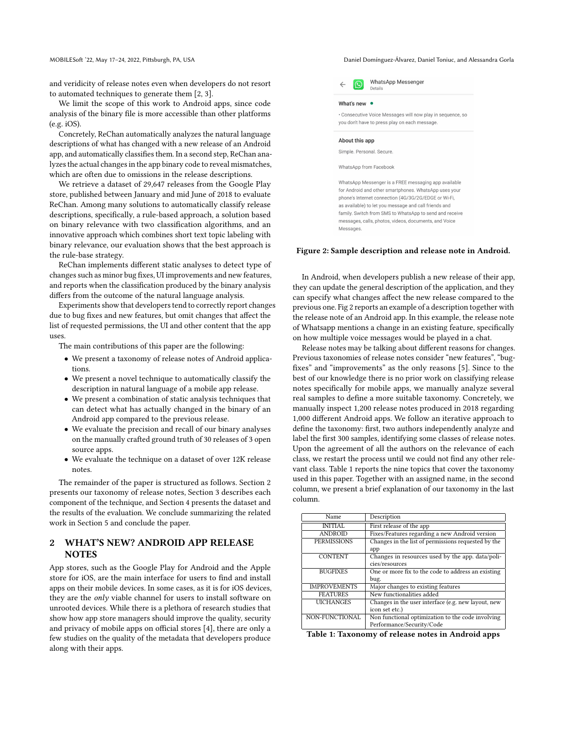and veridicity of release notes even when developers do not resort to automated techniques to generate them [2, 3].

We limit the scope of this work to Android apps, since code analysis of the binary file is more accessible than other platforms (e.g. iOS).

Concretely, ReChan automatically analyzes the natural language descriptions of what has changed with a new release of an Android app, and automatically classifies them. In a second step, ReChan analyzes the actual changes in the app binary code to reveal mismatches, which are often due to omissions in the release descriptions.

We retrieve a dataset of 29,647 releases from the Google Play store, published between January and mid June of 2018 to evaluate ReChan. Among many solutions to automatically classify release descriptions, specifically, a rule-based approach, a solution based on binary relevance with two classification algorithms, and an innovative approach which combines short text topic labeling with binary relevance, our evaluation shows that the best approach is the rule-base strategy.

ReChan implements different static analyses to detect type of changes such as minor bug fixes, UI improvements and new features, and reports when the classification produced by the binary analysis differs from the outcome of the natural language analysis.

Experiments show that developers tend to correctly report changes due to bug fixes and new features, but omit changes that affect the list of requested permissions, the UI and other content that the app uses.

The main contributions of this paper are the following:

- We present a taxonomy of release notes of Android applications.
- We present a novel technique to automatically classify the description in natural language of a mobile app release.
- We present a combination of static analysis techniques that can detect what has actually changed in the binary of an Android app compared to the previous release.
- We evaluate the precision and recall of our binary analyses on the manually crafted ground truth of 30 releases of 3 open source apps.
- We evaluate the technique on a dataset of over 12K release notes.

The remainder of the paper is structured as follows. Section 2 presents our taxonomy of release notes, Section 3 describes each component of the technique, and Section 4 presents the dataset and the results of the evaluation. We conclude summarizing the related work in Section 5 and conclude the paper.

## 2 WHAT'S NEW? ANDROID APP RELEASE NOTES

App stores, such as the Google Play for Android and the Apple store for iOS, are the main interface for users to find and install apps on their mobile devices. In some cases, as it is for iOS devices, they are the *only* viable channel for users to install software on unrooted devices. While there is a plethora of research studies that show how app store managers should improve the quality, security and privacy of mobile apps on official stores [4], there are only a few studies on the quality of the metadata that developers produce along with their apps.

WhatsApp Messenger
Details

What's new

• Consecutive Voice Messages will now play in sequence, so you don't have to press play on each message.

About this app

Simple. Personal. Secure.

WhatsApp from Facebook

WhatsApp Messenger is a FREE messaging app available for Android and other smartphones. WhatsApp uses your phone's Internet connection (4G/3G/2G/EDGE or Wi-Fi, as available) to let you message and call friends and family. Switch from SMS to WhatsApp to send and receive messages, calls, photos, videos, documents, and Voice Messages.

**Figure 2: Sample description and release note in Android.**

In Android, when developers publish a new release of their app, they can update the general description of the application, and they can specify what changes affect the new release compared to the previous one. Fig 2 reports an example of a description together with the release note of an Android app. In this example, the release note of Whatsapp mentions a change in an existing feature, specifically on how multiple voice messages would be played in a chat.

Release notes may be talking about different reasons for changes. Previous taxonomies of release notes consider "new features", "bug-fixes" and "improvements" as the only reasons [5]. Since to the best of our knowledge there is no prior work on classifying release notes specifically for mobile apps, we manually analyze several real samples to define a more suitable taxonomy. Concretely, we manually inspect 1,200 release notes produced in 2018 regarding 1,000 different Android apps. We follow an iterative approach to define the taxonomy: first, two authors independently analyze and label the first 300 samples, identifying some classes of release notes. Upon the agreement of all the authors on the relevance of each class, we restart the process until we could not find any other relevant class. Table 1 reports the nine topics that cover the taxonomy used in this paper. Together with an assigned name, in the second column, we present a brief explanation of our taxonomy in the last column.

| Name | Description |
|---|---|
| INITIAL | First release of the app |
| ANDROID | Fixes/Features regarding a new Android version |
| PERMISSIONS | Changes in the list of permissions requested by the app |
| CONTENT | Changes in resources used by the app. data/policies/resources |
| BUGFIXES | One or more fix to the code to address an existing bug. |
| IMPROVEMENTS | Major changes to existing features |
| FEATURES | New functionalities added |
| UICHANGES | Changes in the user interface (e.g. new layout, new icon set etc.) |
| NON-FUNCTIONAL | Non functional optimization to the code involving Performance/Security/Code |

**Table 1: Taxonomy of release notes in Android apps**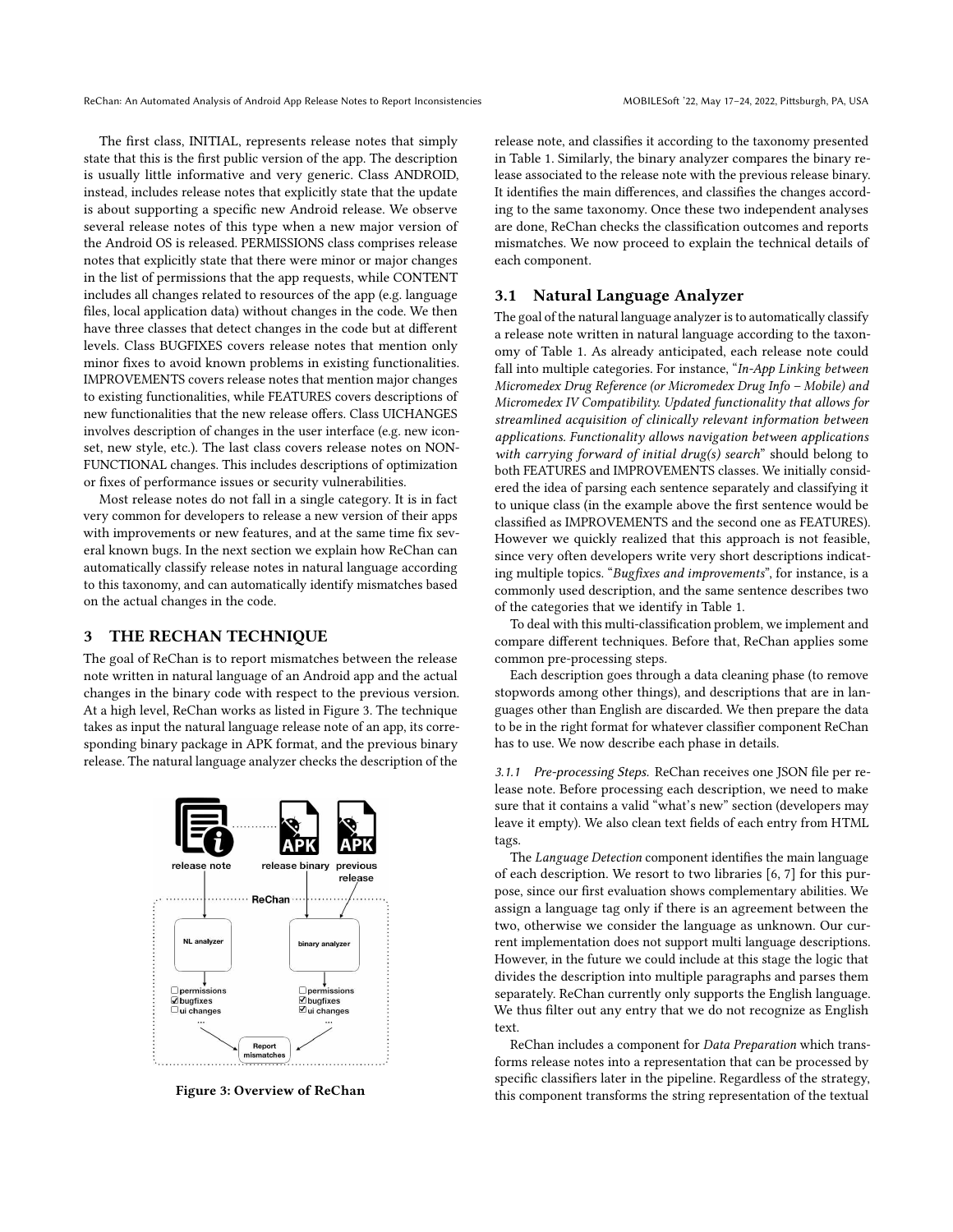The first class, INITIAL, represents release notes that simply state that this is the first public version of the app. The description is usually little informative and very generic. Class ANDROID, instead, includes release notes that explicitly state that the update is about supporting a specific new Android release. We observe several release notes of this type when a new major version of the Android OS is released. PERMISSIONS class comprises release notes that explicitly state that there were minor or major changes in the list of permissions that the app requests, while CONTENT includes all changes related to resources of the app (e.g. language files, local application data) without changes in the code. We then have three classes that detect changes in the code but at different levels. Class BUGFIXES covers release notes that mention only minor fixes to avoid known problems in existing functionalities. IMPROVEMENTS covers release notes that mention major changes to existing functionalities, while FEATURES covers descriptions of new functionalities that the new release offers. Class UICHANGES involves description of changes in the user interface (e.g. new iconset, new style, etc.). The last class covers release notes on NON-FUNCTIONAL changes. This includes descriptions of optimization or fixes of performance issues or security vulnerabilities.

Most release notes do not fall in a single category. It is in fact very common for developers to release a new version of their apps with improvements or new features, and at the same time fix several known bugs. In the next section we explain how ReChan can automatically classify release notes in natural language according to this taxonomy, and can automatically identify mismatches based on the actual changes in the code.

## 3 THE RECHAN TECHNIQUE

The goal of ReChan is to report mismatches between the release note written in natural language of an Android app and the actual changes in the binary code with respect to the previous version. At a high level, ReChan works as listed in Figure 3. The technique takes as input the natural language release note of an app, its corresponding binary package in APK format, and the previous binary release. The natural language analyzer checks the description of the release note, and classifies it according to the taxonomy presented in Table 1. Similarly, the binary analyzer compares the binary release associated to the release note with the previous release binary. It identifies the main differences, and classifies the changes according to the same taxonomy. Once these two independent analyses are done, ReChan checks the classification outcomes and reports mismatches. We now proceed to explain the technical details of each component.

Figure 3: Overview of ReChan

### 3.1 Natural Language Analyzer

The goal of the natural language analyzer is to automatically classify a release note written in natural language according to the taxonomy of Table 1. As already anticipated, each release note could fall into multiple categories. For instance, "*In-App Linking between Micromedex Drug Reference (or Micromedex Drug Info – Mobile) and Micromedex IV Compatibility. Updated functionality that allows for streamlined acquisition of clinically relevant information between applications. Functionality allows navigation between applications with carrying forward of initial drug(s) search*" should belong to both FEATURES and IMPROVEMENTS classes. We initially considered the idea of parsing each sentence separately and classifying it to unique class (in the example above the first sentence would be classified as IMPROVEMENTS and the second one as FEATURES). However we quickly realized that this approach is not feasible, since very often developers write very short descriptions indicating multiple topics. "*Bugfixes and improvements*", for instance, is a commonly used description, and the same sentence describes two of the categories that we identify in Table 1.

To deal with this multi-classification problem, we implement and compare different techniques. Before that, ReChan applies some common pre-processing steps.

Each description goes through a data cleaning phase (to remove stopwords among other things), and descriptions that are in languages other than English are discarded. We then prepare the data to be in the right format for whatever classifier component ReChan has to use. We now describe each phase in details.

#### 3.1.1 Pre-processing Steps.

ReChan receives one JSON file per release note. Before processing each description, we need to make sure that it contains a valid "what's new" section (developers may leave it empty). We also clean text fields of each entry from HTML tags.

The *Language Detection* component identifies the main language of each description. We resort to two libraries [6, 7] for this purpose, since our first evaluation shows complementary abilities. We assign a language tag only if there is an agreement between the two, otherwise we consider the language as unknown. Our current implementation does not support multi language descriptions. However, in the future we could include at this stage the logic that divides the description into multiple paragraphs and parses them separately. ReChan currently only supports the English language. We thus filter out any entry that we do not recognize as English text.

ReChan includes a component for *Data Preparation* which transforms release notes into a representation that can be processed by specific classifiers later in the pipeline. Regardless of the strategy, this component transforms the string representation of the textual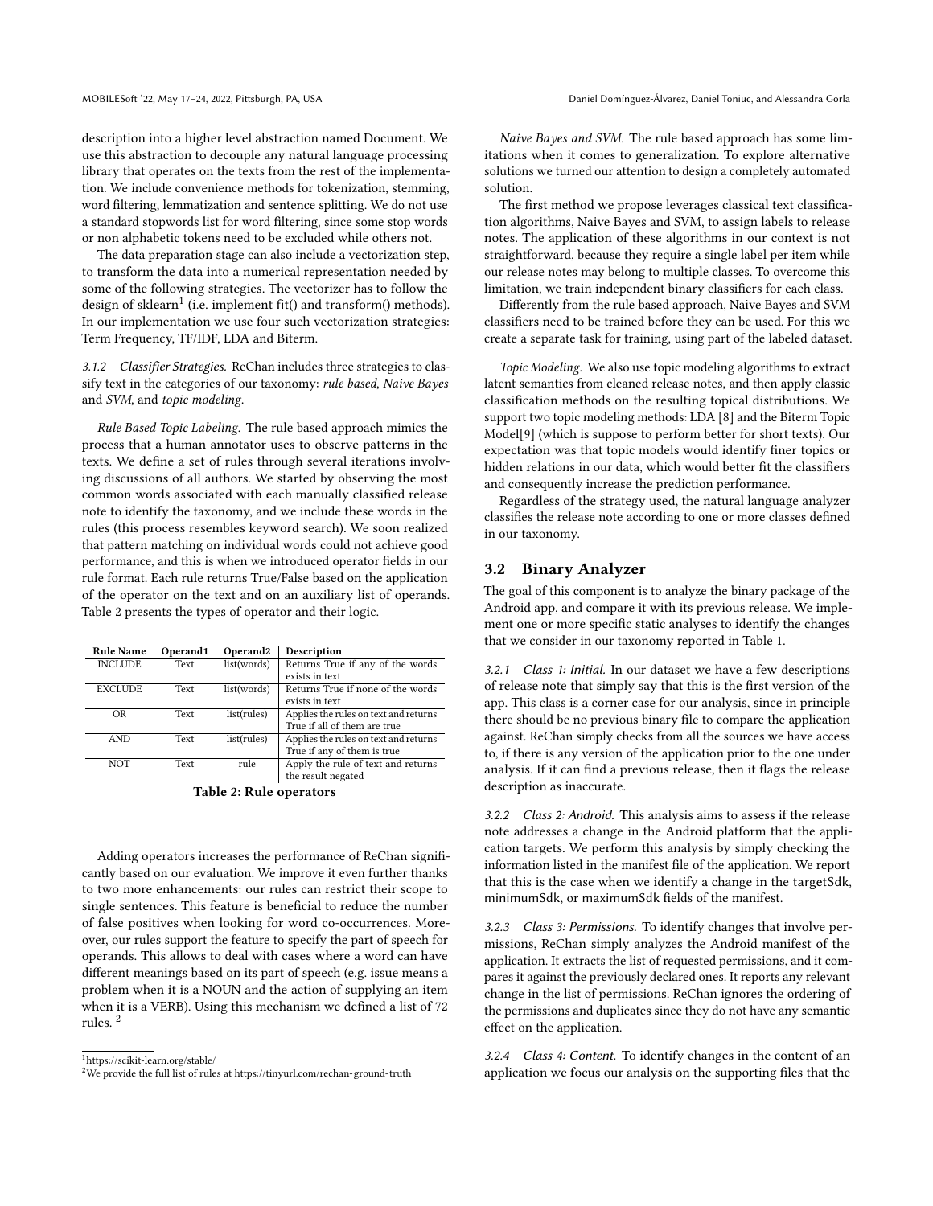description into a higher level abstraction named Document. We use this abstraction to decouple any natural language processing library that operates on the texts from the rest of the implementation. We include convenience methods for tokenization, stemming, word filtering, lemmatization and sentence splitting. We do not use a standard stopwords list for word filtering, since some stop words or non alphabetic tokens need to be excluded while others not.

The data preparation stage can also include a vectorization step, to transform the data into a numerical representation needed by some of the following strategies. The vectorizer has to follow the design of sklearn[1] (i.e. implement fit() and transform() methods). In our implementation we use four such vectorization strategies: Term Frequency, TF/IDF, LDA and Biterm.

*3.1.2 Classifier Strategies.* ReChan includes three strategies to classify text in the categories of our taxonomy: *rule based*, *Naive Bayes* and *SVM*, and *topic modeling*.

*Rule Based Topic Labeling.* The rule based approach mimics the process that a human annotator uses to observe patterns in the texts. We define a set of rules through several iterations involving discussions of all authors. We started by observing the most common words associated with each manually classified release note to identify the taxonomy, and we include these words in the rules (this process resembles keyword search). We soon realized that pattern matching on individual words could not achieve good performance, and this is when we introduced operator fields in our rule format. Each rule returns True/False based on the application of the operator on the text and on an auxiliary list of operands. Table 2 presents the types of operator and their logic.

| Rule Name | Operand1 | Operand2 | Description |
|---|---|---|---|
| INCLUDE | Text | list(words) | Returns True if any of the words exists in text |
| EXCLUDE | Text | list(words) | Returns True if none of the words exists in text |
| OR | Text | list(rules) | Applies the rules on text and returns True if all of them are true |
| AND | Text | list(rules) | Applies the rules on text and returns True if any of them is true |
| NOT | Text | rule | Apply the rule of text and returns the result negated |

**Table 2: Rule operators**

Adding operators increases the performance of ReChan significantly based on our evaluation. We improve it even further thanks to two more enhancements: our rules can restrict their scope to single sentences. This feature is beneficial to reduce the number of false positives when looking for word co-occurrences. Moreover, our rules support the feature to specify the part of speech for operands. This allows to deal with cases where a word can have different meanings based on its part of speech (e.g. issue means a problem when it is a NOUN and the action of supplying an item when it is a VERB). Using this mechanism we defined a list of 72 rules. [2]

[1] https://scikit-learn.org/stable/

[2] We provide the full list of rules at https://tinyurl.com/rechan-ground-truth

*Naive Bayes and SVM.* The rule based approach has some limitations when it comes to generalization. To explore alternative solutions we turned our attention to design a completely automated solution.

The first method we propose leverages classical text classification algorithms, Naive Bayes and SVM, to assign labels to release notes. The application of these algorithms in our context is not straightforward, because they require a single label per item while our release notes may belong to multiple classes. To overcome this limitation, we train independent binary classifiers for each class.

Differently from the rule based approach, Naive Bayes and SVM classifiers need to be trained before they can be used. For this we create a separate task for training, using part of the labeled dataset.

*Topic Modeling.* We also use topic modeling algorithms to extract latent semantics from cleaned release notes, and then apply classic classification methods on the resulting topical distributions. We support two topic modeling methods: LDA [8] and the Biterm Topic Model[9] (which is suppose to perform better for short texts). Our expectation was that topic models would identify finer topics or hidden relations in our data, which would better fit the classifiers and consequently increase the prediction performance.

Regardless of the strategy used, the natural language analyzer classifies the release note according to one or more classes defined in our taxonomy.

## 3.2 Binary Analyzer

The goal of this component is to analyze the binary package of the Android app, and compare it with its previous release. We implement one or more specific static analyses to identify the changes that we consider in our taxonomy reported in Table 1.

*3.2.1 Class 1: Initial.* In our dataset we have a few descriptions of release note that simply say that this is the first version of the app. This class is a corner case for our analysis, since in principle there should be no previous binary file to compare the application against. ReChan simply checks from all the sources we have access to, if there is any version of the application prior to the one under analysis. If it can find a previous release, then it flags the release description as inaccurate.

*3.2.2 Class 2: Android.* This analysis aims to assess if the release note addresses a change in the Android platform that the application targets. We perform this analysis by simply checking the information listed in the manifest file of the application. We report that this is the case when we identify a change in the targetSdk, minimumSdk, or maximumSdk fields of the manifest.

*3.2.3 Class 3: Permissions.* To identify changes that involve permissions, ReChan simply analyzes the Android manifest of the application. It extracts the list of requested permissions, and it compares it against the previously declared ones. It reports any relevant change in the list of permissions. ReChan ignores the ordering of the permissions and duplicates since they do not have any semantic effect on the application.

*3.2.4 Class 4: Content.* To identify changes in the content of an application we focus our analysis on the supporting files that the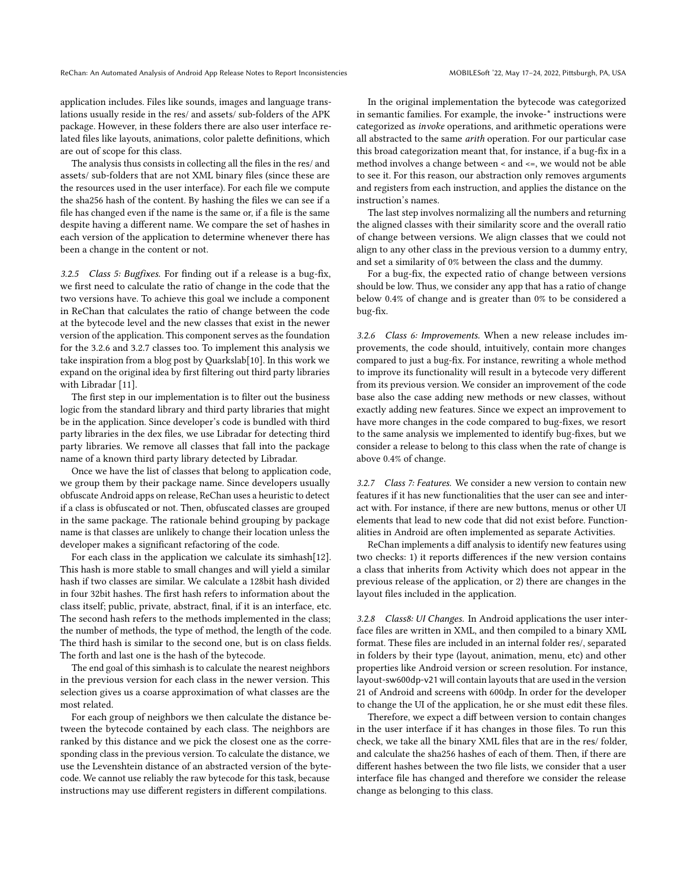application includes. Files like sounds, images and language translations usually reside in the res/ and assets/ sub-folders of the APK package. However, in these folders there are also user interface related files like layouts, animations, color palette definitions, which are out of scope for this class.

The analysis thus consists in collecting all the files in the res/ and assets/ sub-folders that are not XML binary files (since these are the resources used in the user interface). For each file we compute the sha256 hash of the content. By hashing the files we can see if a file has changed even if the name is the same or, if a file is the same despite having a different name. We compare the set of hashes in each version of the application to determine whenever there has been a change in the content or not.

#### 3.2.5 Class 5: Bugfixes.

For finding out if a release is a bug-fix, we first need to calculate the ratio of change in the code that the two versions have. To achieve this goal we include a component in ReChan that calculates the ratio of change between the code at the bytecode level and the new classes that exist in the newer version of the application. This component serves as the foundation for the 3.2.6 and 3.2.7 classes too. To implement this analysis we take inspiration from a blog post by Quarkslab[10]. In this work we expand on the original idea by first filtering out third party libraries with Libradar [11].

The first step in our implementation is to filter out the business logic from the standard library and third party libraries that might be in the application. Since developer's code is bundled with third party libraries in the dex files, we use Libradar for detecting third party libraries. We remove all classes that fall into the package name of a known third party library detected by Libradar.

Once we have the list of classes that belong to application code, we group them by their package name. Since developers usually obfuscate Android apps on release, ReChan uses a heuristic to detect if a class is obfuscated or not. Then, obfuscated classes are grouped in the same package. The rationale behind grouping by package name is that classes are unlikely to change their location unless the developer makes a significant refactoring of the code.

For each class in the application we calculate its simhash[12]. This hash is more stable to small changes and will yield a similar hash if two classes are similar. We calculate a 128bit hash divided in four 32bit hashes. The first hash refers to information about the class itself; public, private, abstract, final, if it is an interface, etc. The second hash refers to the methods implemented in the class; the number of methods, the type of method, the length of the code. The third hash is similar to the second one, but is on class fields. The forth and last one is the hash of the bytecode.

The end goal of this simhash is to calculate the nearest neighbors in the previous version for each class in the newer version. This selection gives us a coarse approximation of what classes are the most related.

For each group of neighbors we then calculate the distance between the bytecode contained by each class. The neighbors are ranked by this distance and we pick the closest one as the corresponding class in the previous version. To calculate the distance, we use the Levenshtein distance of an abstracted version of the bytecode. We cannot use reliably the raw bytecode for this task, because instructions may use different registers in different compilations.

In the original implementation the bytecode was categorized in semantic families. For example, the invoke-* instructions were categorized as *invoke* operations, and arithmetic operations were all abstracted to the same *arith* operation. For our particular case this broad categorization meant that, for instance, if a bug-fix in a method involves a change between < and <=, we would not be able to see it. For this reason, our abstraction only removes arguments and registers from each instruction, and applies the distance on the instruction's names.

The last step involves normalizing all the numbers and returning the aligned classes with their similarity score and the overall ratio of change between versions. We align classes that we could not align to any other class in the previous version to a dummy entry, and set a similarity of 0% between the class and the dummy.

For a bug-fix, the expected ratio of change between versions should be low. Thus, we consider any app that has a ratio of change below 0.4% of change and is greater than 0% to be considered a bug-fix.

#### 3.2.6 Class 6: Improvements.

When a new release includes improvements, the code should, intuitively, contain more changes compared to just a bug-fix. For instance, rewriting a whole method to improve its functionality will result in a bytecode very different from its previous version. We consider an improvement of the code base also the case adding new methods or new classes, without exactly adding new features. Since we expect an improvement to have more changes in the code compared to bug-fixes, we resort to the same analysis we implemented to identify bug-fixes, but we consider a release to belong to this class when the rate of change is above 0.4% of change.

#### 3.2.7 Class 7: Features.

We consider a new version to contain new features if it has new functionalities that the user can see and interact with. For instance, if there are new buttons, menus or other UI elements that lead to new code that did not exist before. Functionalities in Android are often implemented as separate Activities.

ReChan implements a diff analysis to identify new features using two checks: 1) it reports differences if the new version contains a class that inherits from Activity which does not appear in the previous release of the application, or 2) there are changes in the layout files included in the application.

#### 3.2.8 Class8: UI Changes.

In Android applications the user interface files are written in XML, and then compiled to a binary XML format. These files are included in an internal folder res/, separated in folders by their type (layout, animation, menu, etc) and other properties like Android version or screen resolution. For instance, layout-sw600dp-v21 will contain layouts that are used in the version 21 of Android and screens with 600dp. In order for the developer to change the UI of the application, he or she must edit these files.

Therefore, we expect a diff between version to contain changes in the user interface if it has changes in those files. To run this check, we take all the binary XML files that are in the res/ folder, and calculate the sha256 hashes of each of them. Then, if there are different hashes between the two file lists, we consider that a user interface file has changed and therefore we consider the release change as belonging to this class.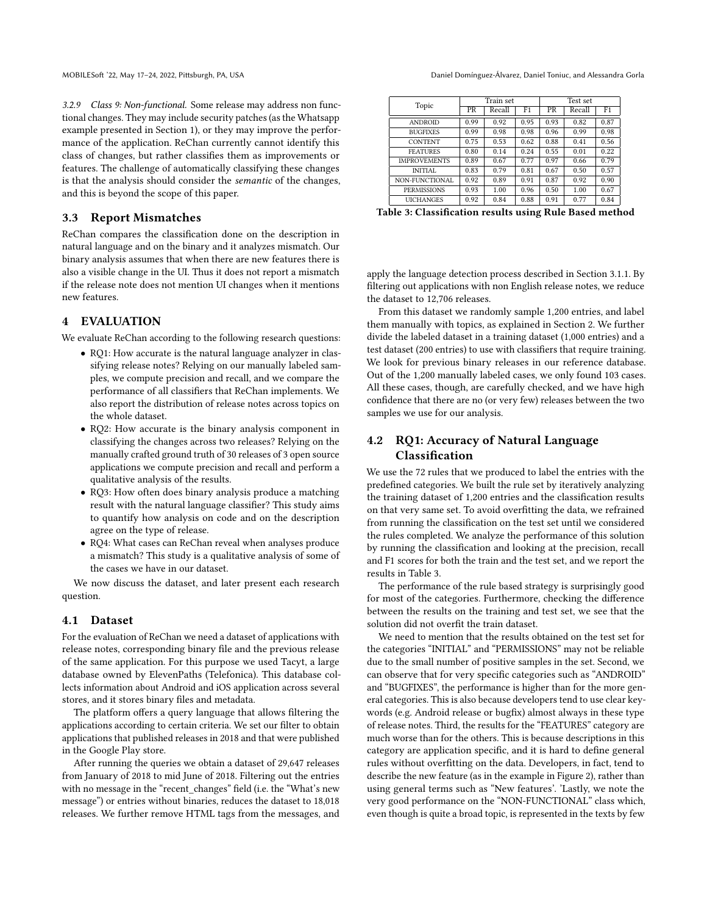*3.2.9 Class 9: Non-functional.* Some release may address non functional changes. They may include security patches (as the Whatsapp example presented in Section 1), or they may improve the performance of the application. ReChan currently cannot identify this class of changes, but rather classifies them as improvements or features. The challenge of automatically classifying these changes is that the analysis should consider the *semantic* of the changes, and this is beyond the scope of this paper.

## 3.3 Report Mismatches

ReChan compares the classification done on the description in natural language and on the binary and it analyzes mismatch. Our binary analysis assumes that when there are new features there is also a visible change in the UI. Thus it does not report a mismatch if the release note does not mention UI changes when it mentions new features.

# 4 EVALUATION

We evaluate ReChan according to the following research questions:

- RQ1: How accurate is the natural language analyzer in classifying release notes? Relying on our manually labeled samples, we compute precision and recall, and we compare the performance of all classifiers that ReChan implements. We also report the distribution of release notes across topics on the whole dataset.
- RQ2: How accurate is the binary analysis component in classifying the changes across two releases? Relying on the manually crafted ground truth of 30 releases of 3 open source applications we compute precision and recall and perform a qualitative analysis of the results.
- RQ3: How often does binary analysis produce a matching result with the natural language classifier? This study aims to quantify how analysis on code and on the description agree on the type of release.
- RQ4: What cases can ReChan reveal when analyses produce a mismatch? This study is a qualitative analysis of some of the cases we have in our dataset.

We now discuss the dataset, and later present each research question.

## 4.1 Dataset

For the evaluation of ReChan we need a dataset of applications with release notes, corresponding binary file and the previous release of the same application. For this purpose we used Tacyt, a large database owned by ElevenPaths (Telefonica). This database collects information about Android and iOS application across several stores, and it stores binary files and metadata.

The platform offers a query language that allows filtering the applications according to certain criteria. We set our filter to obtain applications that published releases in 2018 and that were published in the Google Play store.

After running the queries we obtain a dataset of 29,647 releases from January of 2018 to mid June of 2018. Filtering out the entries with no message in the "recent_changes" field (i.e. the "What's new message") or entries without binaries, reduces the dataset to 18,018 releases. We further remove HTML tags from the messages, and apply the language detection process described in Section 3.1.1. By filtering out applications with non English release notes, we reduce the dataset to 12,706 releases.

| Topic | Train set | | | Test set | | |
|---|---|---|---|---|---|---|
| | PR | Recall | F1 | PR | Recall | F1 |
| ANDROID | 0.99 | 0.92 | 0.95 | 0.93 | 0.82 | 0.87 |
| BUGFIXES | 0.99 | 0.98 | 0.98 | 0.96 | 0.99 | 0.98 |
| CONTENT | 0.75 | 0.53 | 0.62 | 0.88 | 0.41 | 0.56 |
| FEATURES | 0.80 | 0.14 | 0.24 | 0.55 | 0.01 | 0.22 |
| IMPROVEMENTS | 0.89 | 0.67 | 0.77 | 0.97 | 0.66 | 0.79 |
| INITIAL | 0.83 | 0.79 | 0.81 | 0.67 | 0.50 | 0.57 |
| NON-FUNCTIONAL | 0.92 | 0.89 | 0.91 | 0.87 | 0.92 | 0.90 |
| PERMISSIONS | 0.93 | 1.00 | 0.96 | 0.50 | 1.00 | 0.67 |
| UICHANGES | 0.92 | 0.84 | 0.88 | 0.91 | 0.77 | 0.84 |

**Table 3: Classification results using Rule Based method**

From this dataset we randomly sample 1,200 entries, and label them manually with topics, as explained in Section 2. We further divide the labeled dataset in a training dataset (1,000 entries) and a test dataset (200 entries) to use with classifiers that require training. We look for previous binary releases in our reference database. Out of the 1,200 manually labeled cases, we only found 103 cases. All these cases, though, are carefully checked, and we have high confidence that there are no (or very few) releases between the two samples we use for our analysis.

## 4.2 RQ1: Accuracy of Natural Language Classification

We use the 72 rules that we produced to label the entries with the predefined categories. We built the rule set by iteratively analyzing the training dataset of 1,200 entries and the classification results on that very same set. To avoid overfitting the data, we refrained from running the classification on the test set until we considered the rules completed. We analyze the performance of this solution by running the classification and looking at the precision, recall and F1 scores for both the train and the test set, and we report the results in Table 3.

The performance of the rule based strategy is surprisingly good for most of the categories. Furthermore, checking the difference between the results on the training and test set, we see that the solution did not overfit the train dataset.

We need to mention that the results obtained on the test set for the categories "INITIAL" and "PERMISSIONS" may not be reliable due to the small number of positive samples in the set. Second, we can observe that for very specific categories such as "ANDROID" and "BUGFIXES", the performance is higher than for the more general categories. This is also because developers tend to use clear keywords (e.g. Android release or bugfix) almost always in these type of release notes. Third, the results for the "FEATURES" category are much worse than for the others. This is because descriptions in this category are application specific, and it is hard to define general rules without overfitting on the data. Developers, in fact, tend to describe the new feature (as in the example in Figure 2), rather than using general terms such as "New features'. 'Lastly, we note the very good performance on the "NON-FUNCTIONAL" class which, even though is quite a broad topic, is represented in the texts by few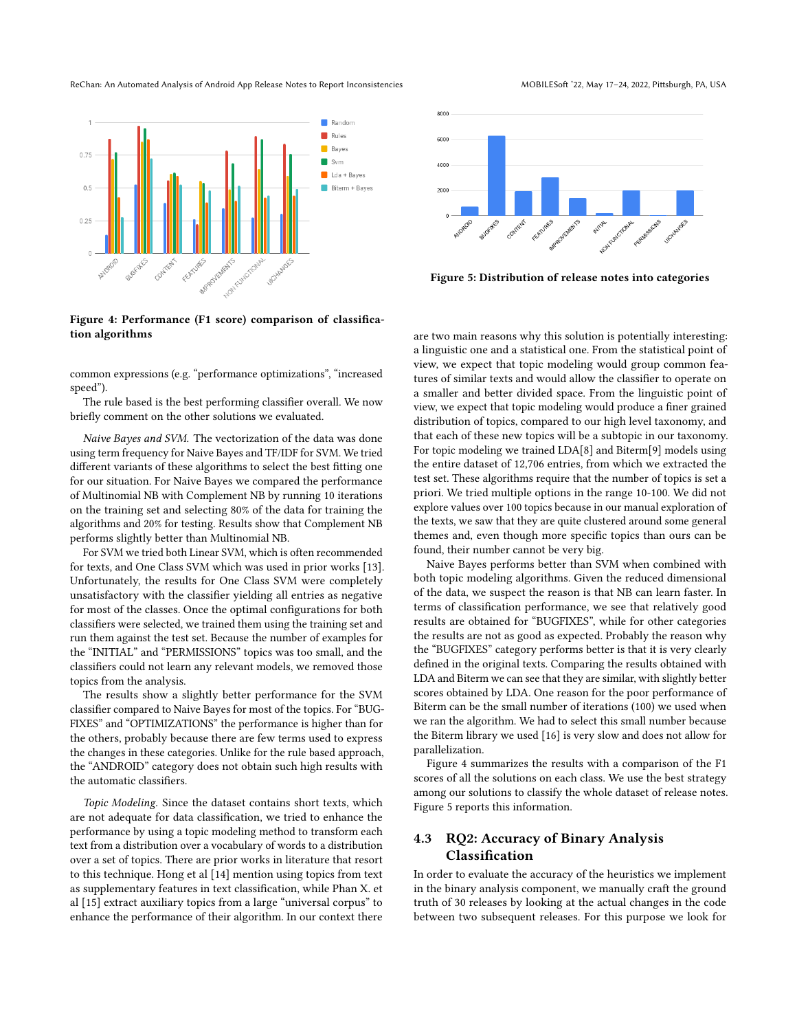Figure 4: Performance (F1 score) comparison of classification algorithms

Figure 5: Distribution of release notes into categories

common expressions (e.g. “performance optimizations”, “increased speed”).

The rule based is the best performing classifier overall. We now briefly comment on the other solutions we evaluated.

*Naive Bayes and SVM.* The vectorization of the data was done using term frequency for Naive Bayes and TF/IDF for SVM. We tried different variants of these algorithms to select the best fitting one for our situation. For Naive Bayes we compared the performance of Multinomial NB with Complement NB by running 10 iterations on the training set and selecting 80% of the data for training the algorithms and 20% for testing. Results show that Complement NB performs slightly better than Multinomial NB.

For SVM we tried both Linear SVM, which is often recommended for texts, and One Class SVM which was used in prior works [13]. Unfortunately, the results for One Class SVM were completely unsatisfactory with the classifier yielding all entries as negative for most of the classes. Once the optimal configurations for both classifiers were selected, we trained them using the training set and run them against the test set. Because the number of examples for the “INITIAL” and “PERMISSIONS” topics was too small, and the classifiers could not learn any relevant models, we removed those topics from the analysis.

The results show a slightly better performance for the SVM classifier compared to Naive Bayes for most of the topics. For “BUGFIXES” and “OPTIMIZATIONS” the performance is higher than for the others, probably because there are few terms used to express the changes in these categories. Unlike for the rule based approach, the “ANDROID” category does not obtain such high results with the automatic classifiers.

*Topic Modeling.* Since the dataset contains short texts, which are not adequate for data classification, we tried to enhance the performance by using a topic modeling method to transform each text from a distribution over a vocabulary of words to a distribution over a set of topics. There are prior works in literature that resort to this technique. Hong et al [14] mention using topics from text as supplementary features in text classification, while Phan X. et al [15] extract auxiliary topics from a large “universal corpus” to enhance the performance of their algorithm. In our context there are two main reasons why this solution is potentially interesting: a linguistic one and a statistical one. From the statistical point of view, we expect that topic modeling would group common features of similar texts and would allow the classifier to operate on a smaller and better divided space. From the linguistic point of view, we expect that topic modeling would produce a finer grained distribution of topics, compared to our high level taxonomy, and that each of these new topics will be a subtopic in our taxonomy. For topic modeling we trained LDA[8] and Biterm[9] models using the entire dataset of 12,706 entries, from which we extracted the test set. These algorithms require that the number of topics is set a priori. We tried multiple options in the range 10-100. We did not explore values over 100 topics because in our manual exploration of the texts, we saw that they are quite clustered around some general themes and, even though more specific topics than ours can be found, their number cannot be very big.

Naive Bayes performs better than SVM when combined with both topic modeling algorithms. Given the reduced dimensional of the data, we suspect the reason is that NB can learn faster. In terms of classification performance, we see that relatively good results are obtained for “BUGFIXES”, while for other categories the results are not as good as expected. Probably the reason why the “BUGFIXES” category performs better is that it is very clearly defined in the original texts. Comparing the results obtained with LDA and Biterm we can see that they are similar, with slightly better scores obtained by LDA. One reason for the poor performance of Biterm can be the small number of iterations (100) we used when we ran the algorithm. We had to select this small number because the Biterm library we used [16] is very slow and does not allow for parallelization.

Figure 4 summarizes the results with a comparison of the F1 scores of all the solutions on each class. We use the best strategy among our solutions to classify the whole dataset of release notes. Figure 5 reports this information.

## 4.3 RQ2: Accuracy of Binary Analysis Classification

In order to evaluate the accuracy of the heuristics we implement in the binary analysis component, we manually craft the ground truth of 30 releases by looking at the actual changes in the code between two subsequent releases. For this purpose we look for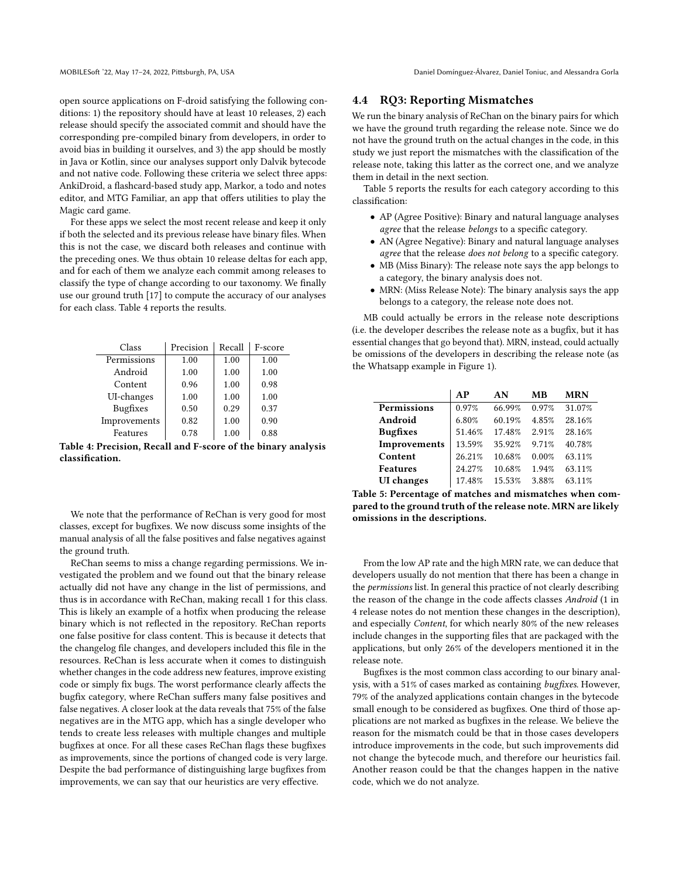open source applications on F-droid satisfying the following conditions: 1) the repository should have at least 10 releases, 2) each release should specify the associated commit and should have the corresponding pre-compiled binary from developers, in order to avoid bias in building it ourselves, and 3) the app should be mostly in Java or Kotlin, since our analyses support only Dalvik bytecode and not native code. Following these criteria we select three apps: AnkiDroid, a flashcard-based study app, Markor, a todo and notes editor, and MTG Familiar, an app that offers utilities to play the Magic card game.

For these apps we select the most recent release and keep it only if both the selected and its previous release have binary files. When this is not the case, we discard both releases and continue with the preceding ones. We thus obtain 10 release deltas for each app, and for each of them we analyze each commit among releases to classify the type of change according to our taxonomy. We finally use our ground truth [17] to compute the accuracy of our analyses for each class. Table 4 reports the results.

| Class | Precision | Recall | F-score |
|---|---|---|---|
| Permissions | 1.00 | 1.00 | 1.00 |
| Android | 1.00 | 1.00 | 1.00 |
| Content | 0.96 | 1.00 | 0.98 |
| UI-changes | 1.00 | 1.00 | 1.00 |
| Bugfixes | 0.50 | 0.29 | 0.37 |
| Improvements | 0.82 | 1.00 | 0.90 |
| Features | 0.78 | 1.00 | 0.88 |

**Table 4: Precision, Recall and F-score of the binary analysis classification.**

We note that the performance of ReChan is very good for most classes, except for bugfixes. We now discuss some insights of the manual analysis of all the false positives and false negatives against the ground truth.

ReChan seems to miss a change regarding permissions. We investigated the problem and we found out that the binary release actually did not have any change in the list of permissions, and thus is in accordance with ReChan, making recall 1 for this class. This is likely an example of a hotfix when producing the release binary which is not reflected in the repository. ReChan reports one false positive for class content. This is because it detects that the changelog file changes, and developers included this file in the resources. ReChan is less accurate when it comes to distinguish whether changes in the code address new features, improve existing code or simply fix bugs. The worst performance clearly affects the bugfix category, where ReChan suffers many false positives and false negatives. A closer look at the data reveals that 75% of the false negatives are in the MTG app, which has a single developer who tends to create less releases with multiple changes and multiple bugfixes at once. For all these cases ReChan flags these bugfixes as improvements, since the portions of changed code is very large. Despite the bad performance of distinguishing large bugfixes from improvements, we can say that our heuristics are very effective.

## 4.4 RQ3: Reporting Mismatches

We run the binary analysis of ReChan on the binary pairs for which we have the ground truth regarding the release note. Since we do not have the ground truth on the actual changes in the code, in this study we just report the mismatches with the classification of the release note, taking this latter as the correct one, and we analyze them in detail in the next section.

Table 5 reports the results for each category according to this classification:

- AP (Agree Positive): Binary and natural language analyses *agree* that the release *belongs* to a specific category.
- AN (Agree Negative): Binary and natural language analyses *agree* that the release *does not belong* to a specific category.
- MB (Miss Binary): The release note says the app belongs to a category, the binary analysis does not.
- MRN: (Miss Release Note): The binary analysis says the app belongs to a category, the release note does not.

MB could actually be errors in the release note descriptions (i.e. the developer describes the release note as a bugfix, but it has essential changes that go beyond that). MRN, instead, could actually be omissions of the developers in describing the release note (as the Whatsapp example in Figure 1).

| | **AP** | **AN** | **MB** | **MRN** |
|---|---|---|---|---|
| **Permissions** | 0.97% | 66.99% | 0.97% | 31.07% |
| **Android** | 6.80% | 60.19% | 4.85% | 28.16% |
| **Bugfixes** | 51.46% | 17.48% | 2.91% | 28.16% |
| **Improvements** | 13.59% | 35.92% | 9.71% | 40.78% |
| **Content** | 26.21% | 10.68% | 0.00% | 63.11% |
| **Features** | 24.27% | 10.68% | 1.94% | 63.11% |
| **UI changes** | 17.48% | 15.53% | 3.88% | 63.11% |

**Table 5: Percentage of matches and mismatches when compared to the ground truth of the release note. MRN are likely omissions in the descriptions.**

From the low AP rate and the high MRN rate, we can deduce that developers usually do not mention that there has been a change in the *permissions* list. In general this practice of not clearly describing the reason of the change in the code affects classes *Android* (1 in 4 release notes do not mention these changes in the description), and especially *Content*, for which nearly 80% of the new releases include changes in the supporting files that are packaged with the applications, but only 26% of the developers mentioned it in the release note.

Bugfixes is the most common class according to our binary analysis, with a 51% of cases marked as containing *bugfixes*. However, 79% of the analyzed applications contain changes in the bytecode small enough to be considered as bugfixes. One third of those applications are not marked as bugfixes in the release. We believe the reason for the mismatch could be that in those cases developers introduce improvements in the code, but such improvements did not change the bytecode much, and therefore our heuristics fail. Another reason could be that the changes happen in the native code, which we do not analyze.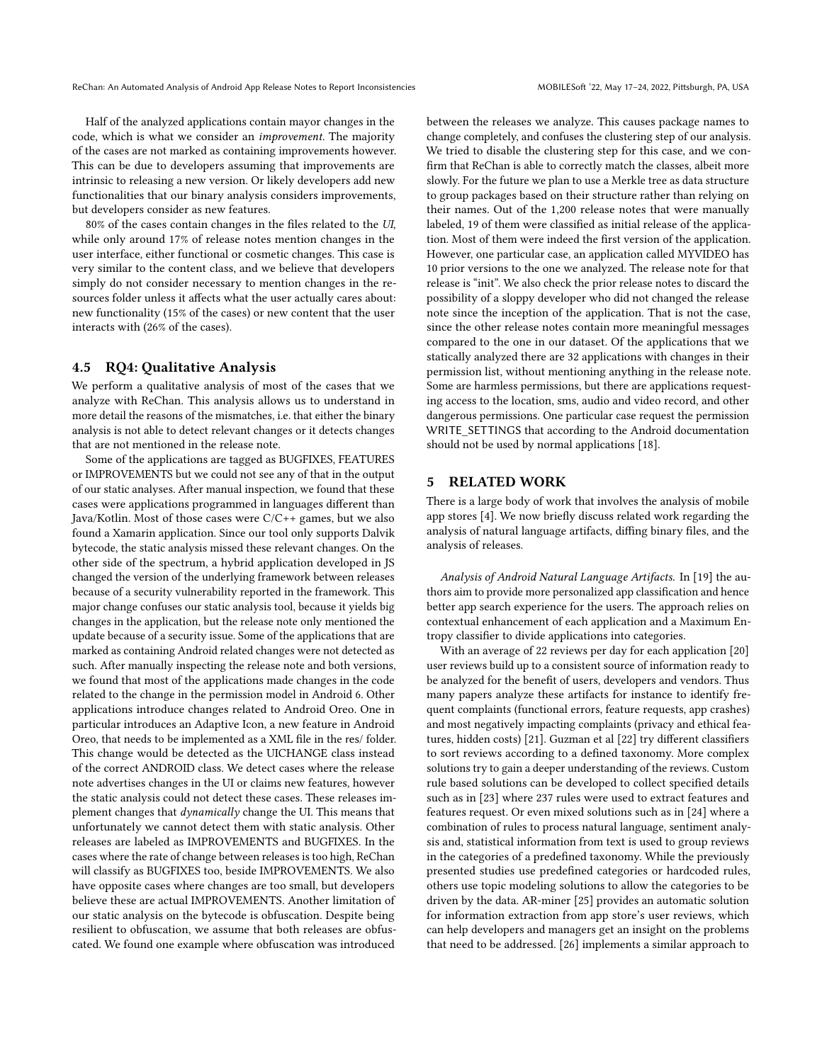Half of the analyzed applications contain mayor changes in the code, which is what we consider an *improvement*. The majority of the cases are not marked as containing improvements however. This can be due to developers assuming that improvements are intrinsic to releasing a new version. Or likely developers add new functionalities that our binary analysis considers improvements, but developers consider as new features.

80% of the cases contain changes in the files related to the *UI*, while only around 17% of release notes mention changes in the user interface, either functional or cosmetic changes. This case is very similar to the content class, and we believe that developers simply do not consider necessary to mention changes in the resources folder unless it affects what the user actually cares about: new functionality (15% of the cases) or new content that the user interacts with (26% of the cases).

### 4.5 RQ4: Qualitative Analysis

We perform a qualitative analysis of most of the cases that we analyze with ReChan. This analysis allows us to understand in more detail the reasons of the mismatches, i.e. that either the binary analysis is not able to detect relevant changes or it detects changes that are not mentioned in the release note.

Some of the applications are tagged as BUGFIXES, FEATURES or IMPROVEMENTS but we could not see any of that in the output of our static analyses. After manual inspection, we found that these cases were applications programmed in languages different than Java/Kotlin. Most of those cases were C/C++ games, but we also found a Xamarin application. Since our tool only supports Dalvik bytecode, the static analysis missed these relevant changes. On the other side of the spectrum, a hybrid application developed in JS changed the version of the underlying framework between releases because of a security vulnerability reported in the framework. This major change confuses our static analysis tool, because it yields big changes in the application, but the release note only mentioned the update because of a security issue. Some of the applications that are marked as containing Android related changes were not detected as such. After manually inspecting the release note and both versions, we found that most of the applications made changes in the code related to the change in the permission model in Android 6. Other applications introduce changes related to Android Oreo. One in particular introduces an Adaptive Icon, a new feature in Android Oreo, that needs to be implemented as a XML file in the res/ folder. This change would be detected as the UICHANGE class instead of the correct ANDROID class. We detect cases where the release note advertises changes in the UI or claims new features, however the static analysis could not detect these cases. These releases implement changes that *dynamically* change the UI. This means that unfortunately we cannot detect them with static analysis. Other releases are labeled as IMPROVEMENTS and BUGFIXES. In the cases where the rate of change between releases is too high, ReChan will classify as BUGFIXES too, beside IMPROVEMENTS. We also have opposite cases where changes are too small, but developers believe these are actual IMPROVEMENTS. Another limitation of our static analysis on the bytecode is obfuscation. Despite being resilient to obfuscation, we assume that both releases are obfuscated. We found one example where obfuscation was introduced between the releases we analyze. This causes package names to change completely, and confuses the clustering step of our analysis. We tried to disable the clustering step for this case, and we confirm that ReChan is able to correctly match the classes, albeit more slowly. For the future we plan to use a Merkle tree as data structure to group packages based on their structure rather than relying on their names. Out of the 1,200 release notes that were manually labeled, 19 of them were classified as initial release of the application. Most of them were indeed the first version of the application. However, one particular case, an application called MYVIDEO has 10 prior versions to the one we analyzed. The release note for that release is "init". We also check the prior release notes to discard the possibility of a sloppy developer who did not changed the release note since the inception of the application. That is not the case, since the other release notes contain more meaningful messages compared to the one in our dataset. Of the applications that we statically analyzed there are 32 applications with changes in their permission list, without mentioning anything in the release note. Some are harmless permissions, but there are applications requesting access to the location, sms, audio and video record, and other dangerous permissions. One particular case request the permission WRITE_SETTINGS that according to the Android documentation should not be used by normal applications [18].

## 5 RELATED WORK

There is a large body of work that involves the analysis of mobile app stores [4]. We now briefly discuss related work regarding the analysis of natural language artifacts, diffing binary files, and the analysis of releases.

*Analysis of Android Natural Language Artifacts.* In [19] the authors aim to provide more personalized app classification and hence better app search experience for the users. The approach relies on contextual enhancement of each application and a Maximum Entropy classifier to divide applications into categories.

With an average of 22 reviews per day for each application [20] user reviews build up to a consistent source of information ready to be analyzed for the benefit of users, developers and vendors. Thus many papers analyze these artifacts for instance to identify frequent complaints (functional errors, feature requests, app crashes) and most negatively impacting complaints (privacy and ethical features, hidden costs) [21]. Guzman et al [22] try different classifiers to sort reviews according to a defined taxonomy. More complex solutions try to gain a deeper understanding of the reviews. Custom rule based solutions can be developed to collect specified details such as in [23] where 237 rules were used to extract features and features request. Or even mixed solutions such as in [24] where a combination of rules to process natural language, sentiment analysis and, statistical information from text is used to group reviews in the categories of a predefined taxonomy. While the previously presented studies use predefined categories or hardcoded rules, others use topic modeling solutions to allow the categories to be driven by the data. AR-miner [25] provides an automatic solution for information extraction from app store's user reviews, which can help developers and managers get an insight on the problems that need to be addressed. [26] implements a similar approach to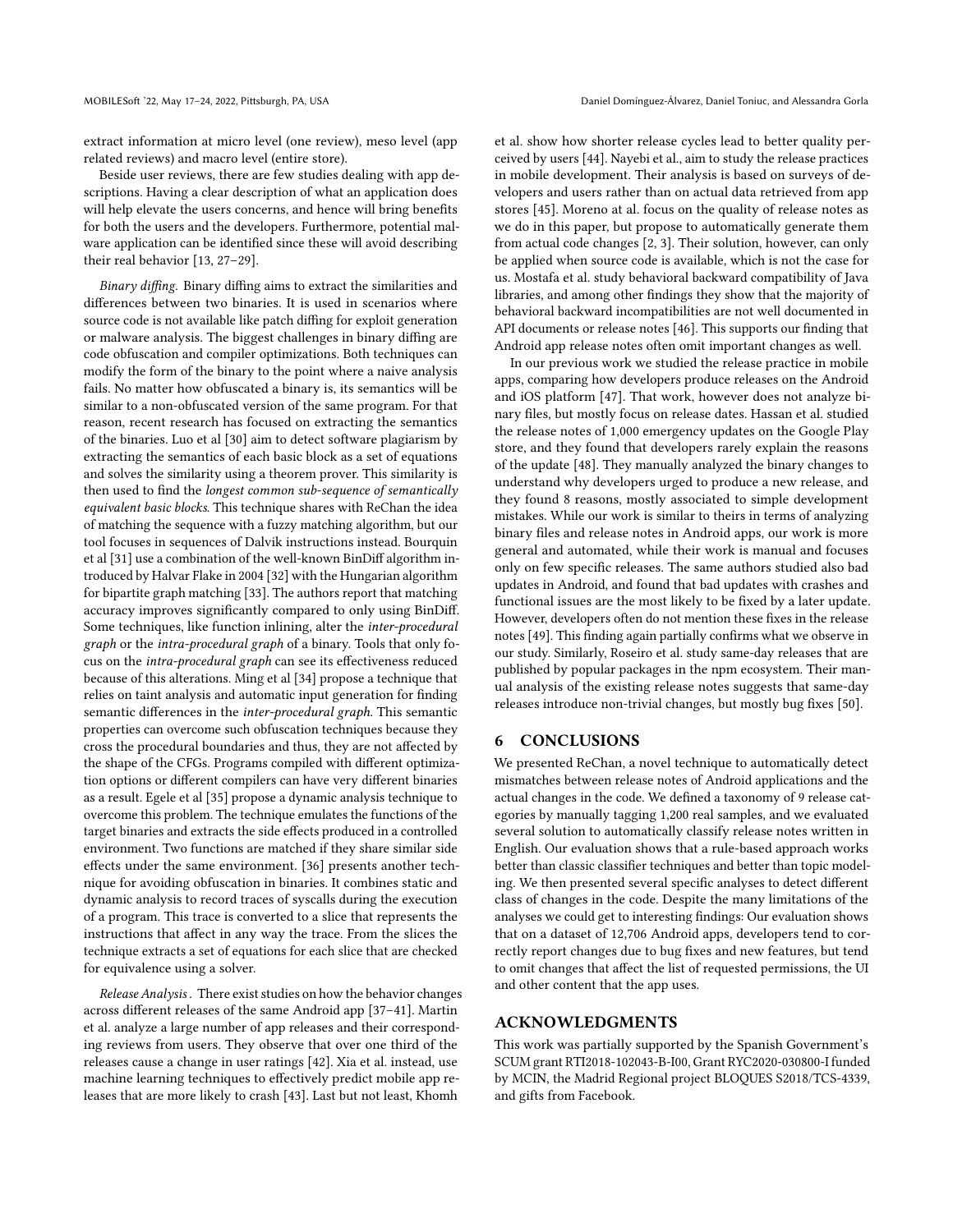extract information at micro level (one review), meso level (app related reviews) and macro level (entire store).

Beside user reviews, there are few studies dealing with app descriptions. Having a clear description of what an application does will help elevate the users concerns, and hence will bring benefits for both the users and the developers. Furthermore, potential malware application can be identified since these will avoid describing their real behavior [13, 27–29].

*Binary diffing.* Binary diffing aims to extract the similarities and differences between two binaries. It is used in scenarios where source code is not available like patch diffing for exploit generation or malware analysis. The biggest challenges in binary diffing are code obfuscation and compiler optimizations. Both techniques can modify the form of the binary to the point where a naive analysis fails. No matter how obfuscated a binary is, its semantics will be similar to a non-obfuscated version of the same program. For that reason, recent research has focused on extracting the semantics of the binaries. Luo et al [30] aim to detect software plagiarism by extracting the semantics of each basic block as a set of equations and solves the similarity using a theorem prover. This similarity is then used to find the *longest common sub-sequence of semantically equivalent basic blocks*. This technique shares with ReChan the idea of matching the sequence with a fuzzy matching algorithm, but our tool focuses in sequences of Dalvik instructions instead. Bourquin et al [31] use a combination of the well-known BinDiff algorithm introduced by Halvar Flake in 2004 [32] with the Hungarian algorithm for bipartite graph matching [33]. The authors report that matching accuracy improves significantly compared to only using BinDiff. Some techniques, like function inlining, alter the *inter-procedural graph* or the *intra-procedural graph* of a binary. Tools that only focus on the *intra-procedural graph* can see its effectiveness reduced because of this alterations. Ming et al [34] propose a technique that relies on taint analysis and automatic input generation for finding semantic differences in the *inter-procedural graph*. This semantic properties can overcome such obfuscation techniques because they cross the procedural boundaries and thus, they are not affected by the shape of the CFGs. Programs compiled with different optimization options or different compilers can have very different binaries as a result. Egele et al [35] propose a dynamic analysis technique to overcome this problem. The technique emulates the functions of the target binaries and extracts the side effects produced in a controlled environment. Two functions are matched if they share similar side effects under the same environment. [36] presents another technique for avoiding obfuscation in binaries. It combines static and dynamic analysis to record traces of syscalls during the execution of a program. This trace is converted to a slice that represents the instructions that affect in any way the trace. From the slices the technique extracts a set of equations for each slice that are checked for equivalence using a solver.

*Release Analysis .* There exist studies on how the behavior changes across different releases of the same Android app [37–41]. Martin et al. analyze a large number of app releases and their corresponding reviews from users. They observe that over one third of the releases cause a change in user ratings [42]. Xia et al. instead, use machine learning techniques to effectively predict mobile app releases that are more likely to crash [43]. Last but not least, Khomh et al. show how shorter release cycles lead to better quality perceived by users [44]. Nayebi et al., aim to study the release practices in mobile development. Their analysis is based on surveys of developers and users rather than on actual data retrieved from app stores [45]. Moreno at al. focus on the quality of release notes as we do in this paper, but propose to automatically generate them from actual code changes [2, 3]. Their solution, however, can only be applied when source code is available, which is not the case for us. Mostafa et al. study behavioral backward compatibility of Java libraries, and among other findings they show that the majority of behavioral backward incompatibilities are not well documented in API documents or release notes [46]. This supports our finding that Android app release notes often omit important changes as well.

In our previous work we studied the release practice in mobile apps, comparing how developers produce releases on the Android and iOS platform [47]. That work, however does not analyze binary files, but mostly focus on release dates. Hassan et al. studied the release notes of 1,000 emergency updates on the Google Play store, and they found that developers rarely explain the reasons of the update [48]. They manually analyzed the binary changes to understand why developers urged to produce a new release, and they found 8 reasons, mostly associated to simple development mistakes. While our work is similar to theirs in terms of analyzing binary files and release notes in Android apps, our work is more general and automated, while their work is manual and focuses only on few specific releases. The same authors studied also bad updates in Android, and found that bad updates with crashes and functional issues are the most likely to be fixed by a later update. However, developers often do not mention these fixes in the release notes [49]. This finding again partially confirms what we observe in our study. Similarly, Roseiro et al. study same-day releases that are published by popular packages in the npm ecosystem. Their manual analysis of the existing release notes suggests that same-day releases introduce non-trivial changes, but mostly bug fixes [50].

## 6 CONCLUSIONS

We presented ReChan, a novel technique to automatically detect mismatches between release notes of Android applications and the actual changes in the code. We defined a taxonomy of 9 release categories by manually tagging 1,200 real samples, and we evaluated several solution to automatically classify release notes written in English. Our evaluation shows that a rule-based approach works better than classic classifier techniques and better than topic modeling. We then presented several specific analyses to detect different class of changes in the code. Despite the many limitations of the analyses we could get to interesting findings: Our evaluation shows that on a dataset of 12,706 Android apps, developers tend to correctly report changes due to bug fixes and new features, but tend to omit changes that affect the list of requested permissions, the UI and other content that the app uses.

## ACKNOWLEDGMENTS

This work was partially supported by the Spanish Government's SCUM grant RTI2018-102043-B-I00, Grant RYC2020-030800-I funded by MCIN, the Madrid Regional project BLOQUES S2018/TCS-4339, and gifts from Facebook.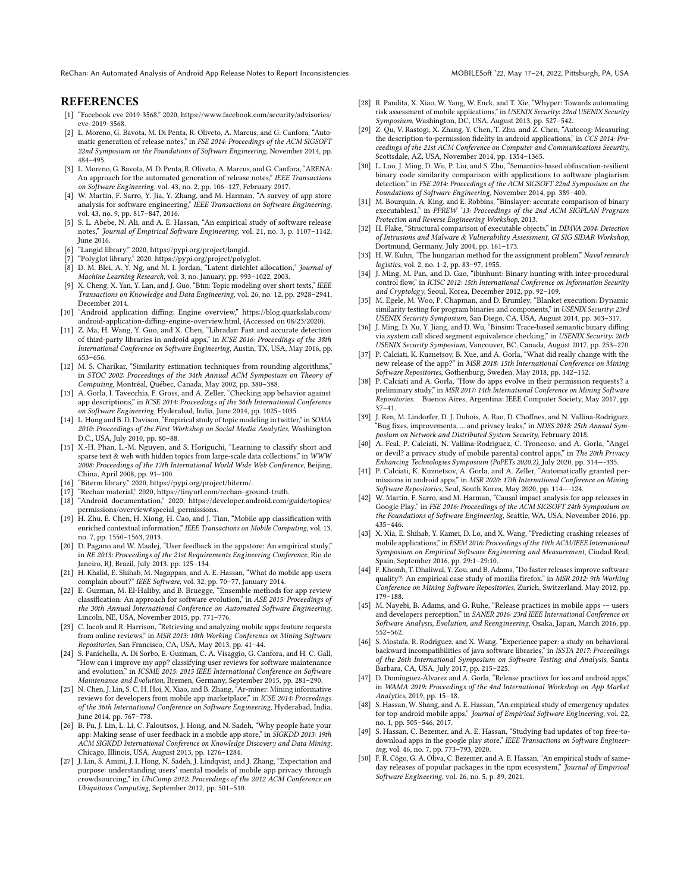## REFERENCES

[1] "Facebook cve 2019-3568," 2020, https://www.facebook.com/security/advisories/cve-2019-3568.

[2] L. Moreno, G. Bavota, M. Di Penta, R. Oliveto, A. Marcus, and G. Canfora, "Automatic generation of release notes," in *FSE 2014: Proceedings of the ACM SIGSOFT 22nd Symposium on the Foundations of Software Engineering*, November 2014, pp. 484–495.

[3] L. Moreno, G. Bavota, M. D. Penta, R. Oliveto, A. Marcus, and G. Canfora, "ARENA: An approach for the automated generation of release notes," *IEEE Transactions on Software Engineering*, vol. 43, no. 2, pp. 106–127, February 2017.

[4] W. Martin, F. Sarro, Y. Jia, Y. Zhang, and M. Harman, "A survey of app store analysis for software engineering," *IEEE Transactions on Software Engineering*, vol. 43, no. 9, pp. 817–847, 2016.

[5] S. L. Abebe, N. Ali, and A. E. Hassan, "An empirical study of software release notes," *Journal of Empirical Software Engineering*, vol. 21, no. 3, p. 1107–1142, June 2016.

[6] "Langid library," 2020, https://pypi.org/project/langid.

[7] "Polyglot library," 2020, https://pypi.org/project/polyglot.

[8] D. M. Blei, A. Y. Ng, and M. I. Jordan, "Latent dirichlet allocation," *Journal of Machine Learning Research*, vol. 3, no. January, pp. 993–1022, 2003.

[9] X. Cheng, X. Yan, Y. Lan, and J. Guo, "Btm: Topic modeling over short texts," *IEEE Transactions on Knowledge and Data Engineering*, vol. 26, no. 12, pp. 2928–2941, December 2014.

[10] "Android application diffing: Engine overview," https://blog.quarkslab.com/android-application-diffing-engine-overview.html, (Accessed on 08/23/2020).

[11] Z. Ma, H. Wang, Y. Guo, and X. Chen, "Libradar: Fast and accurate detection of third-party libraries in android apps," in *ICSE 2016: Proceedings of the 38th International Conference on Software Engineering*, Austin, TX, USA, May 2016, pp. 653–656.

[12] M. S. Charikar, "Similarity estimation techniques from rounding algorithms," in *STOC 2002: Proceedings of the 34th Annual ACM Symposium on Theory of Computing*, Montréal, Québec, Canada, May 2002, pp. 380–388.

[13] A. Gorla, I. Tavecchia, F. Gross, and A. Zeller, "Checking app behavior against app descriptions," in *ICSE 2014: Proceedings of the 36th International Conference on Software Engineering*, Hyderabad, India, June 2014, pp. 1025–1035.

[14] L. Hong and B. D. Davison, "Empirical study of topic modeling in twitter," in *SOMA 2010: Proceedings of the First Workshop on Social Media Analytics*, Washington D.C., USA, July 2010, pp. 80–88.

[15] X.-H. Phan, L.-M. Nguyen, and S. Horiguchi, "Learning to classify short and sparse text & web with hidden topics from large-scale data collections," in *WWW 2008: Proceedings of the 17th International World Wide Web Conference*, Beijing, China, April 2008, pp. 91–100.

[16] "Biterm library," 2020, https://pypi.org/project/biterm/.

[17] "Rechan material," 2020, https://tinyurl.com/rechan-ground-truth.

[18] "Android documentation," 2020, https://developer.android.com/guide/topics/permissions/overview#special_permissions.

[19] H. Zhu, E. Chen, H. Xiong, H. Cao, and J. Tian, "Mobile app classification with enriched contextual information," *IEEE Transactions on Mobile Computing*, vol. 13, no. 7, pp. 1550–1563, 2013.

[20] D. Pagano and W. Maalej, "User feedback in the appstore: An empirical study," in *RE 2013: Proceedings of the 21st Requirements Engineering Conference*, Rio de Janeiro, RJ, Brazil, July 2013, pp. 125–134.

[21] H. Khalid, E. Shihab, M. Nagappan, and A. E. Hassan, "What do mobile app users complain about?" *IEEE Software*, vol. 32, pp. 70–77, January 2014.

[22] E. Guzman, M. El-Haliby, and B. Bruegge, "Ensemble methods for app review classification: An approach for software evolution," in *ASE 2015: Proceedings of the 30th Annual International Conference on Automated Software Engineering*, Lincoln, NE, USA, November 2015, pp. 771–776.

[23] C. Iacob and R. Harrison, "Retrieving and analyzing mobile apps feature requests from online reviews," in *MSR 2013: 10th Working Conference on Mining Software Repositories*, San Francisco, CA, USA, May 2013, pp. 41–44.

[24] S. Panichella, A. Di Sorbo, E. Guzman, C. A. Visaggio, G. Canfora, and H. C. Gall, "How can i improve my app? classifying user reviews for software maintenance and evolution," in *ICSME 2015: 2015 IEEE International Conference on Software Maintenance and Evolution*, Bremen, Germany, September 2015, pp. 281–290.

[25] N. Chen, J. Lin, S. C. H. Hoi, X. Xiao, and B. Zhang, "Ar-miner: Mining informative reviews for developers from mobile app marketplace," in *ICSE 2014: Proceedings of the 36th International Conference on Software Engineering*, Hyderabad, India, June 2014, pp. 767–778.

[26] B. Fu, J. Lin, L. Li, C. Faloutsos, J. Hong, and N. Sadeh, "Why people hate your app: Making sense of user feedback in a mobile app store," in *SIGKDD 2013: 19th ACM SIGKDD International Conference on Knowledge Discovery and Data Mining*, Chicago, Illinois, USA, August 2013, pp. 1276–1284.

[27] J. Lin, S. Amini, J. I. Hong, N. Sadeh, J. Lindqvist, and J. Zhang, "Expectation and purpose: understanding users' mental models of mobile app privacy through crowdsourcing," in *UbiComp 2012: Proceedings of the 2012 ACM Conference on Ubiquitous Computing*, September 2012, pp. 501–510.

[28] R. Pandita, X. Xiao, W. Yang, W. Enck, and T. Xie, "Whyper: Towards automating risk assessment of mobile applications," in *USENIX Security: 22nd USENIX Security Symposium*, Washington, DC, USA, August 2013, pp. 527–542.

[29] Z. Qu, V. Rastogi, X. Zhang, Y. Chen, T. Zhu, and Z. Chen, "Autocog: Measuring the description-to-permission fidelity in android applications," in *CCS 2014: Proceedings of the 21st ACM Conference on Computer and Communications Security*, Scottsdale, AZ, USA, November 2014, pp. 1354–1365.

[30] L. Luo, J. Ming, D. Wu, P. Liu, and S. Zhu, "Semantics-based obfuscation-resilient binary code similarity comparison with applications to software plagiarism detection," in *FSE 2014: Proceedings of the ACM SIGSOFT 22nd Symposium on the Foundations of Software Engineering*, November 2014, pp. 389–400.

[31] M. Bourquin, A. King, and E. Robbins, "Binslayer: accurate comparison of binary executables1," in *PPREW '13: Proceedings of the 2nd ACM SIGPLAN Program Protection and Reverse Engineering Workshop*, 2013.

[32] H. Flake, "Structural comparison of executable objects," in *DIMVA 2004: Detection of Intrusions and Malware & Vulnerability Assessment, GI SIG SIDAR Workshop*, Dortmund, Germany, July 2004, pp. 161–173.

[33] H. W. Kuhn, "The hungarian method for the assignment problem," *Naval research logistics*, vol. 2, no. 1-2, pp. 83–97, 1955.

[34] J. Ming, M. Pan, and D. Gao, "ibinhunt: Binary hunting with inter-procedural control flow," in *ICISC 2012: 15th International Conference on Information Security and Cryptology*, Seoul, Korea, December 2012, pp. 92–109.

[35] M. Egele, M. Woo, P. Chapman, and D. Brumley, "Blanket execution: Dynamic similarity testing for program binaries and components," in *USENIX Security: 23rd USENIX Security Symposium*, San Diego, CA, USA, August 2014, pp. 303–317.

[36] J. Ming, D. Xu, Y. Jiang, and D. Wu, "Binsim: Trace-based semantic binary diffing via system call sliced segment equivalence checking," in *USENIX Security: 26th USENIX Security Symposium*, Vancouver, BC, Canada, August 2017, pp. 253–270.

[37] P. Calciati, K. Kuznetsov, B. Xue, and A. Gorla, "What did really change with the new release of the app?" in *MSR 2018: 15th International Conference on Mining Software Repositories*, Gothenburg, Sweden, May 2018, pp. 142–152.

[38] P. Calciati and A. Gorla, "How do apps evolve in their permission requests? a preliminary study," in *MSR 2017: 14th International Conference on Mining Software Repositories*. Buenos Aires, Argentina: IEEE Computer Society, May 2017, pp. 37–41.

[39] J. Ren, M. Lindorfer, D. J. Dubois, A. Rao, D. Choffnes, and N. Vallina-Rodriguez, "Bug fixes, improvements, ... and privacy leaks," in *NDSS 2018: 25th Annual Symposium on Network and Distributed System Security*, February 2018.

[40] A. Feal, P. Calciati, N. Vallina-Rodriguez, C. Troncoso, and A. Gorla, "Angel or devil? a privacy study of mobile parental control apps," in *The 20th Privacy Enhancing Technologies Symposium (PoPETs 2020.2)*, July 2020, pp. 314—-335.

[41] P. Calciati, K. Kuznetsov, A. Gorla, and A. Zeller, "Automatically granted permissions in android apps," in *MSR 2020: 17th International Conference on Mining Software Repositories*, Seul, South Korea, May 2020, pp. 114—-124.

[42] W. Martin, F. Sarro, and M. Harman, "Causal impact analysis for app releases in Google Play," in *FSE 2016: Proceedings of the ACM SIGSOFT 24th Symposium on the Foundations of Software Engineering*, Seattle, WA, USA, November 2016, pp. 435–446.

[43] X. Xia, E. Shihab, Y. Kamei, D. Lo, and X. Wang, "Predicting crashing releases of mobile applications," in *ESEM 2016: Proceedings of the 10th ACM/IEEE International Symposium on Empirical Software Engineering and Measurement*, Ciudad Real, Spain, September 2016, pp. 29:1–29:10.

[44] F. Khomh, T. Dhaliwal, Y. Zou, and B. Adams, "Do faster releases improve software quality?: An empirical case study of mozilla firefox," in *MSR 2012: 9th Working Conference on Mining Software Repositories*, Zurich, Switzerland, May 2012, pp. 179–188.

[45] M. Nayebi, B. Adams, and G. Ruhe, "Release practices in mobile apps -– users and developers perception," in *SANER 2016: 23rd IEEE International Conference on Software Analysis, Evolution, and Reengineering*, Osaka, Japan, March 2016, pp. 552–562.

[46] S. Mostafa, R. Rodriguez, and X. Wang, "Experience paper: a study on behavioral backward incompatibilities of java software libraries," in *ISSTA 2017: Proceedings of the 26th International Symposium on Software Testing and Analysis*, Santa Barbara, CA, USA, July 2017, pp. 215–225.

[47] D. Domínguez-Álvarez and A. Gorla, "Release practices for ios and android apps," in *WAMA 2019: Proceedings of the 4nd International Workshop on App Market Analytics*, 2019, pp. 15–18.

[48] S. Hassan, W. Shang, and A. E. Hassan, "An empirical study of emergency updates for top android mobile apps," *Journal of Empirical Software Engineering*, vol. 22, no. 1, pp. 505–546, 2017.

[49] S. Hassan, C. Bezemer, and A. E. Hassan, "Studying bad updates of top free-to-download apps in the google play store," *IEEE Transactions on Software Engineering*, vol. 46, no. 7, pp. 773–793, 2020.

[50] F. R. Côgo, G. A. Oliva, C. Bezemer, and A. E. Hassan, "An empirical study of same-day releases of popular packages in the npm ecosystem," *Journal of Empirical Software Engineering*, vol. 26, no. 5, p. 89, 2021.